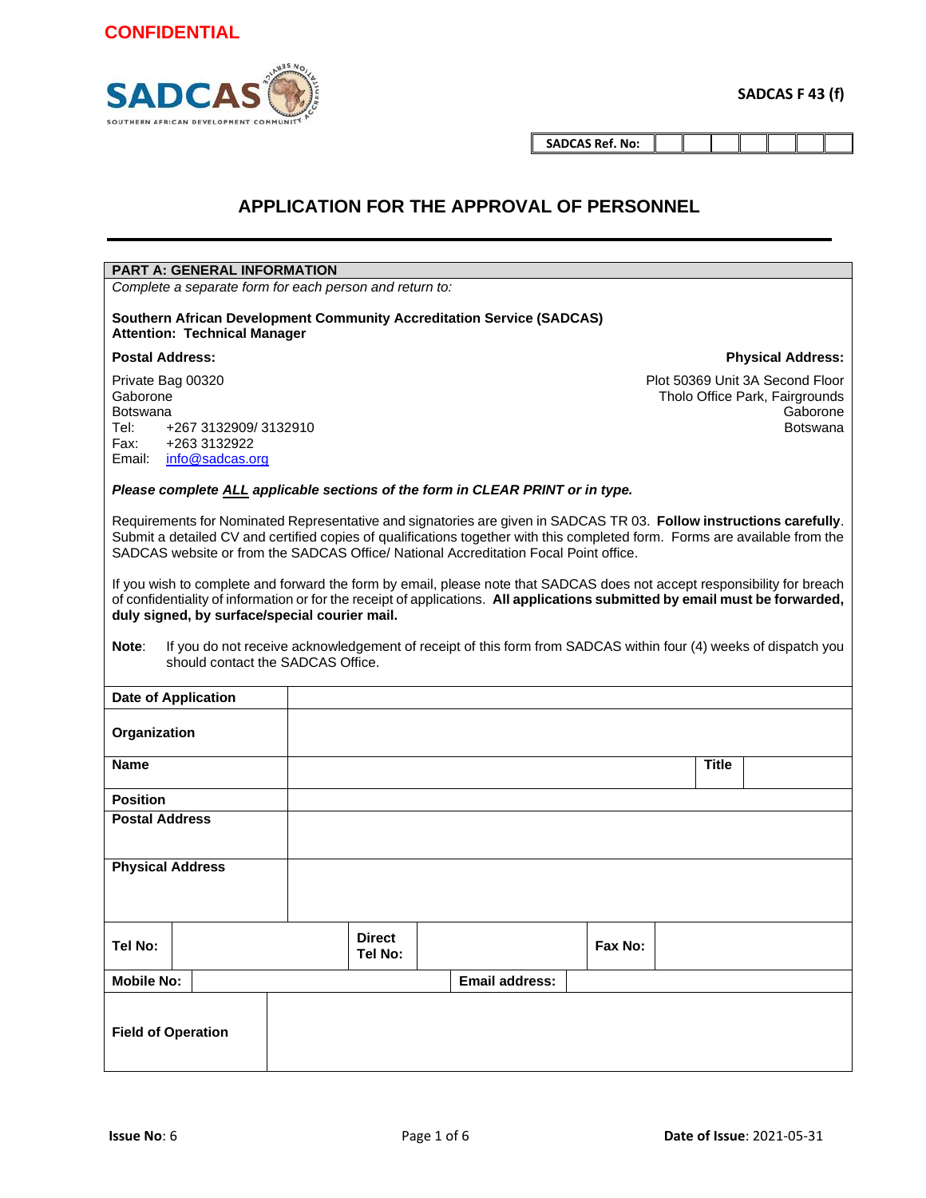**CONFIDENTIAL**

SADCAS — SOUTHERN AFRICAN DEVELOPMENT COMMUNITY

**SADCAS F 43 (f)**

| **SADCAS Ref. No:** | | | | | | | |
|---|---|---|---|---|---|---|---|

# APPLICATION FOR THE APPROVAL OF PERSONNEL

## PART A: GENERAL INFORMATION

*Complete a separate form for each person and return to:*

**Southern African Development Community Accreditation Service (SADCAS)**
**Attention: Technical Manager**

**Postal Address:**

Private Bag 00320
Gaborone
Botswana
Tel: +267 3132909/ 3132910
Fax: +263 3132922
Email: info@sadcas.org

**Physical Address:**

Plot 50369 Unit 3A Second Floor
Tholo Office Park, Fairgrounds
Gaborone
Botswana

***Please complete ALL applicable sections of the form in CLEAR PRINT or in type.***

Requirements for Nominated Representative and signatories are given in SADCAS TR 03. **Follow instructions carefully**. Submit a detailed CV and certified copies of qualifications together with this completed form. Forms are available from the SADCAS website or from the SADCAS Office/ National Accreditation Focal Point office.

If you wish to complete and forward the form by email, please note that SADCAS does not accept responsibility for breach of confidentiality of information or for the receipt of applications. **All applications submitted by email must be forwarded, duly signed, by surface/special courier mail.**

**Note**: If you do not receive acknowledgement of receipt of this form from SADCAS within four (4) weeks of dispatch you should contact the SADCAS Office.

| | | | | | |
|---|---|---|---|---|---|
| **Date of Application** | | | | | |
| **Organization** | | | | | |
| **Name** | | | | **Title** | |
| **Position** | | | | | |
| **Postal Address** | | | | | |
| **Physical Address** | | | | | |
| **Tel No:** | | **Direct Tel No:** | | **Fax No:** | |
| **Mobile No:** | | **Email address:** | | | |
| **Field of Operation** | | | | | |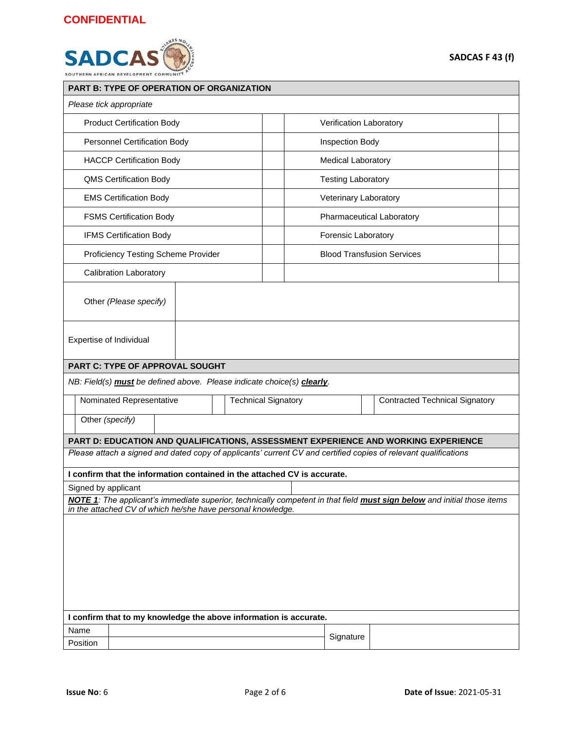CONFIDENTIAL

SADCAS F 43 (f)

| PART B: TYPE OF OPERATION OF ORGANIZATION | | | |
|---|---|---|---|
| *Please tick appropriate* | | | |
| Product Certification Body | | Verification Laboratory | |
| Personnel Certification Body | | Inspection Body | |
| HACCP Certification Body | | Medical Laboratory | |
| QMS Certification Body | | Testing Laboratory | |
| EMS Certification Body | | Veterinary Laboratory | |
| FSMS Certification Body | | Pharmaceutical Laboratory | |
| IFMS Certification Body | | Forensic Laboratory | |
| Proficiency Testing Scheme Provider | | Blood Transfusion Services | |
| Calibration Laboratory | | | |
| Other *(Please specify)* | | | |
| Expertise of Individual | | | |

| PART C: TYPE OF APPROVAL SOUGHT | | | | | |
|---|---|---|---|---|---|
| *NB: Field(s)* ***must*** *be defined above. Please indicate choice(s)* ***clearly****.* | | | | | |
| Nominated Representative | | Technical Signatory | | Contracted Technical Signatory | |
| Other *(specify)* | | | | | |

| PART D: EDUCATION AND QUALIFICATIONS, ASSESSMENT EXPERIENCE AND WORKING EXPERIENCE | |
|---|---|
| *Please attach a signed and dated copy of applicants' current CV and certified copies of relevant qualifications* | |
| **I confirm that the information contained in the attached CV is accurate.** | |
| Signed by applicant | |
| ***NOTE 1****: The applicant's immediate superior, technically competent in that field* ***must sign below*** *and initial those items in the attached CV of which he/she have personal knowledge.* | |
| | |

| I confirm that to my knowledge the above information is accurate. | | | |
|---|---|---|---|
| Name | | Signature | |
| Position | | | |

**Issue No**: 6

**Date of Issue**: 2021-05-31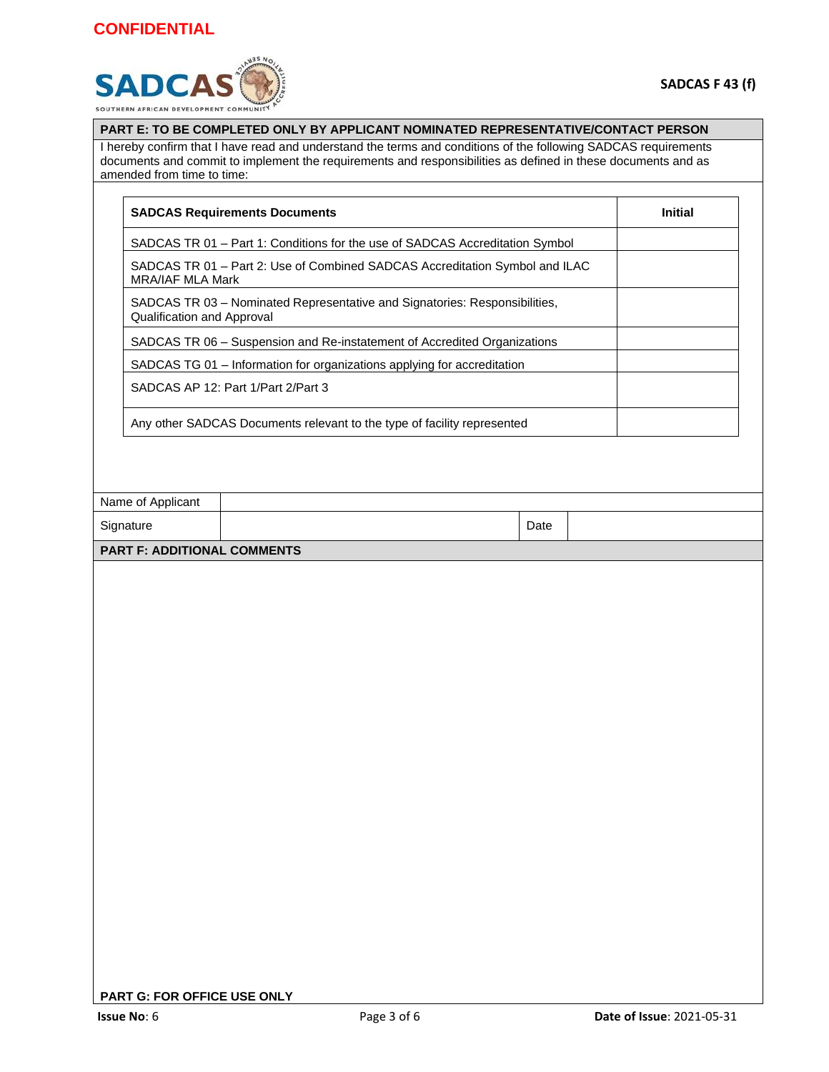CONFIDENTIAL

SADCAS F 43 (f)

## PART E: TO BE COMPLETED ONLY BY APPLICANT NOMINATED REPRESENTATIVE/CONTACT PERSON

I hereby confirm that I have read and understand the terms and conditions of the following SADCAS requirements documents and commit to implement the requirements and responsibilities as defined in these documents and as amended from time to time:

| SADCAS Requirements Documents | Initial |
|---|---|
| SADCAS TR 01 – Part 1: Conditions for the use of SADCAS Accreditation Symbol | |
| SADCAS TR 01 – Part 2: Use of Combined SADCAS Accreditation Symbol and ILAC MRA/IAF MLA Mark | |
| SADCAS TR 03 – Nominated Representative and Signatories: Responsibilities, Qualification and Approval | |
| SADCAS TR 06 – Suspension and Re-instatement of Accredited Organizations | |
| SADCAS TG 01 – Information for organizations applying for accreditation | |
| SADCAS AP 12: Part 1/Part 2/Part 3 | |
| Any other SADCAS Documents relevant to the type of facility represented | |

| | | | |
|---|---|---|---|
| Name of Applicant | | | |
| Signature | | Date | |

## PART F: ADDITIONAL COMMENTS

## PART G: FOR OFFICE USE ONLY

**Issue No**: 6

**Date of Issue**: 2021-05-31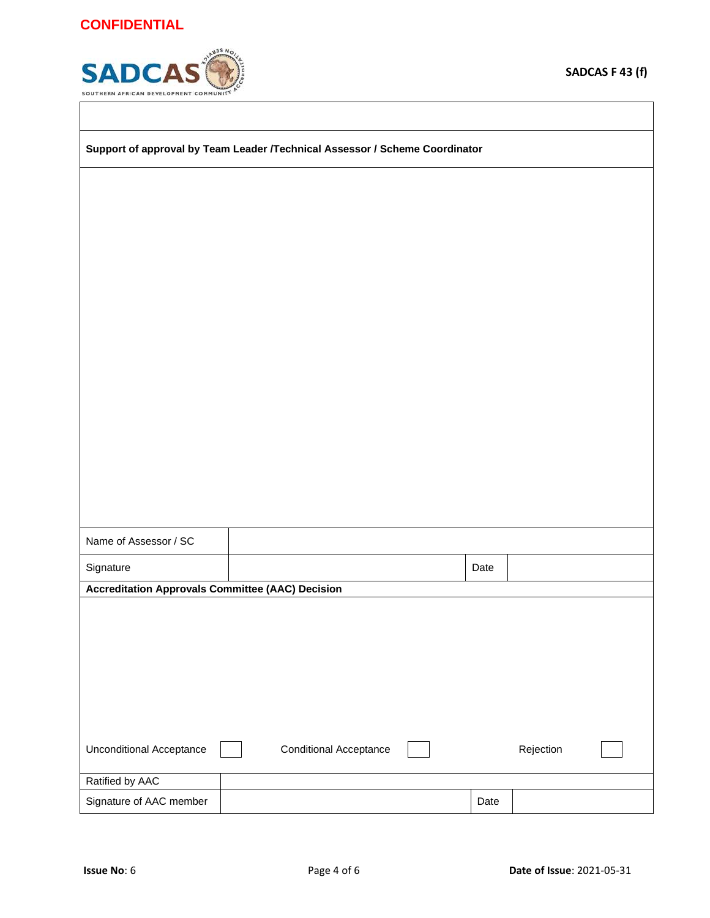CONFIDENTIAL

SADCAS F 43 (f)

| | | | |
|---|---|---|---|
| **Support of approval by Team Leader /Technical Assessor / Scheme Coordinator** | | | |
| | | | |
| Name of Assessor / SC | | | |
| Signature | | Date | |
| **Accreditation Approvals Committee (AAC) Decision** | | | |
| | | | |
| Unconditional Acceptance ☐ | Conditional Acceptance ☐ | Rejection ☐ | |
| Ratified by AAC | | | |
| Signature of AAC member | | Date | |

**Issue No**: 6

**Date of Issue**: 2021-05-31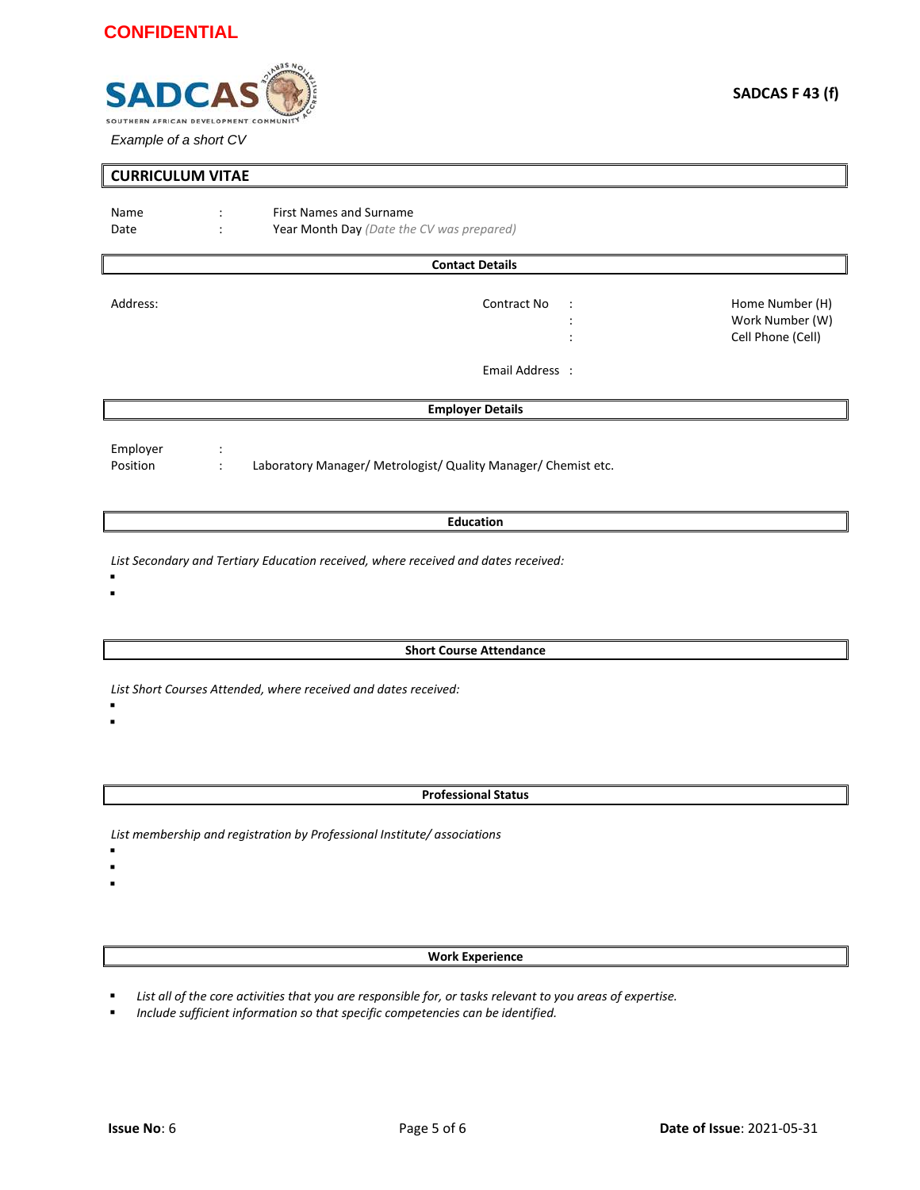**CONFIDENTIAL**

SADCAS

SOUTHERN AFRICAN DEVELOPMENT COMMUNITY

**SADCAS F 43 (f)**

*Example of a short CV*

## CURRICULUM VITAE

| | | |
|---|---|---|
| Name | : | First Names and Surname |
| Date | : | Year Month Day *(Date the CV was prepared)* |

### Contact Details

| | | | |
|---|---|---|---|
| Address: | Contract No | : | Home Number (H) |
| | | : | Work Number (W) |
| | | : | Cell Phone (Cell) |
| | Email Address | : | |

### Employer Details

| | | |
|---|---|---|
| Employer | : | |
| Position | : | Laboratory Manager/ Metrologist/ Quality Manager/ Chemist etc. |

### Education

*List Secondary and Tertiary Education received, where received and dates received:*

- 
- 

### Short Course Attendance

*List Short Courses Attended, where received and dates received:*

- 
- 

### Professional Status

*List membership and registration by Professional Institute/ associations*

- 
- 
- 

### Work Experience

- *List all of the core activities that you are responsible for, or tasks relevant to you areas of expertise.*
- *Include sufficient information so that specific competencies can be identified.*

**Issue No**: 6

**Date of Issue**: 2021-05-31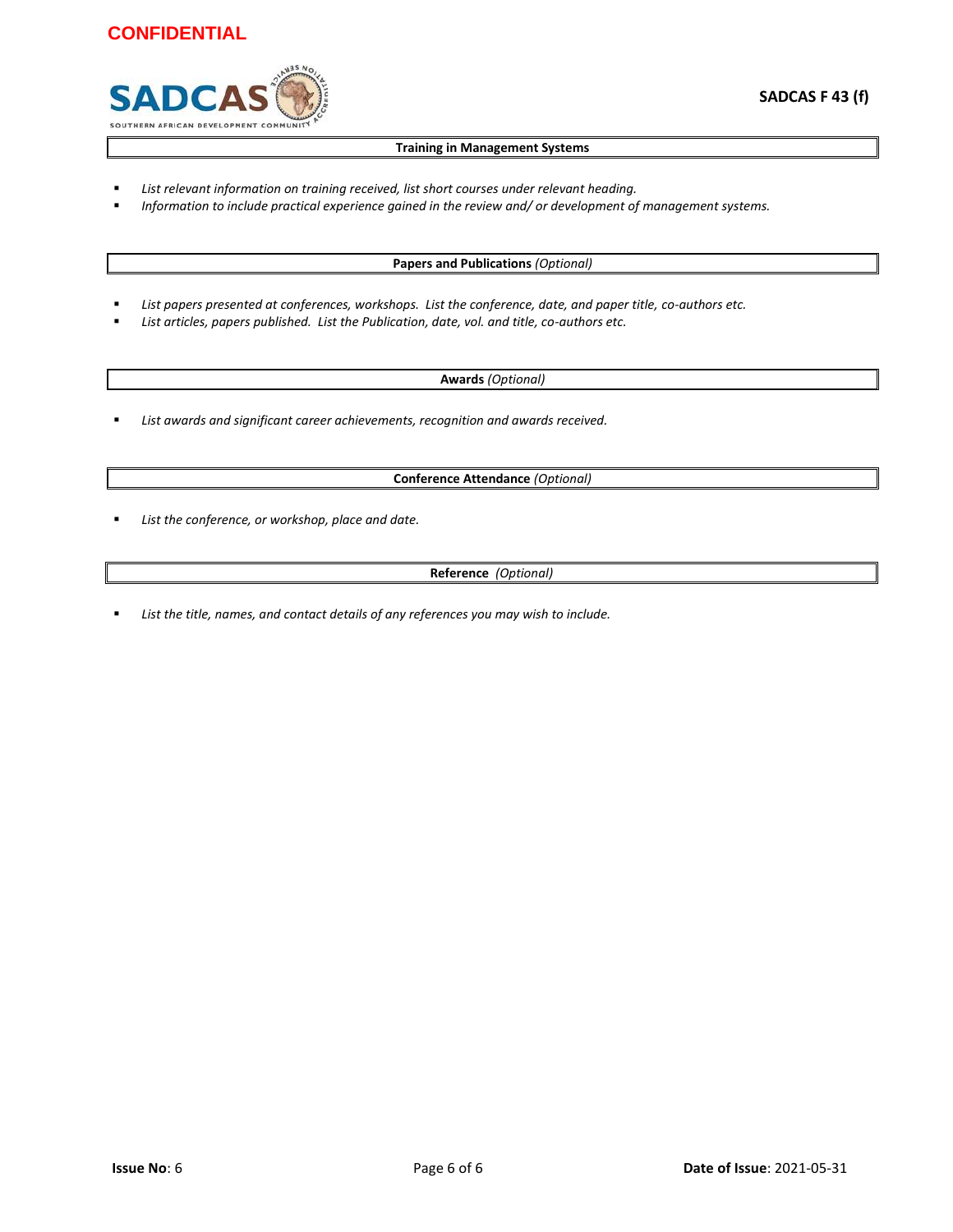## Training in Management Systems

- *List relevant information on training received, list short courses under relevant heading.*
- *Information to include practical experience gained in the review and/ or development of management systems.*

## Papers and Publications *(Optional)*

- *List papers presented at conferences, workshops. List the conference, date, and paper title, co-authors etc.*
- *List articles, papers published. List the Publication, date, vol. and title, co-authors etc.*

## Awards *(Optional)*

- *List awards and significant career achievements, recognition and awards received.*

## Conference Attendance *(Optional)*

- *List the conference, or workshop, place and date.*

## Reference *(Optional)*

- *List the title, names, and contact details of any references you may wish to include.*